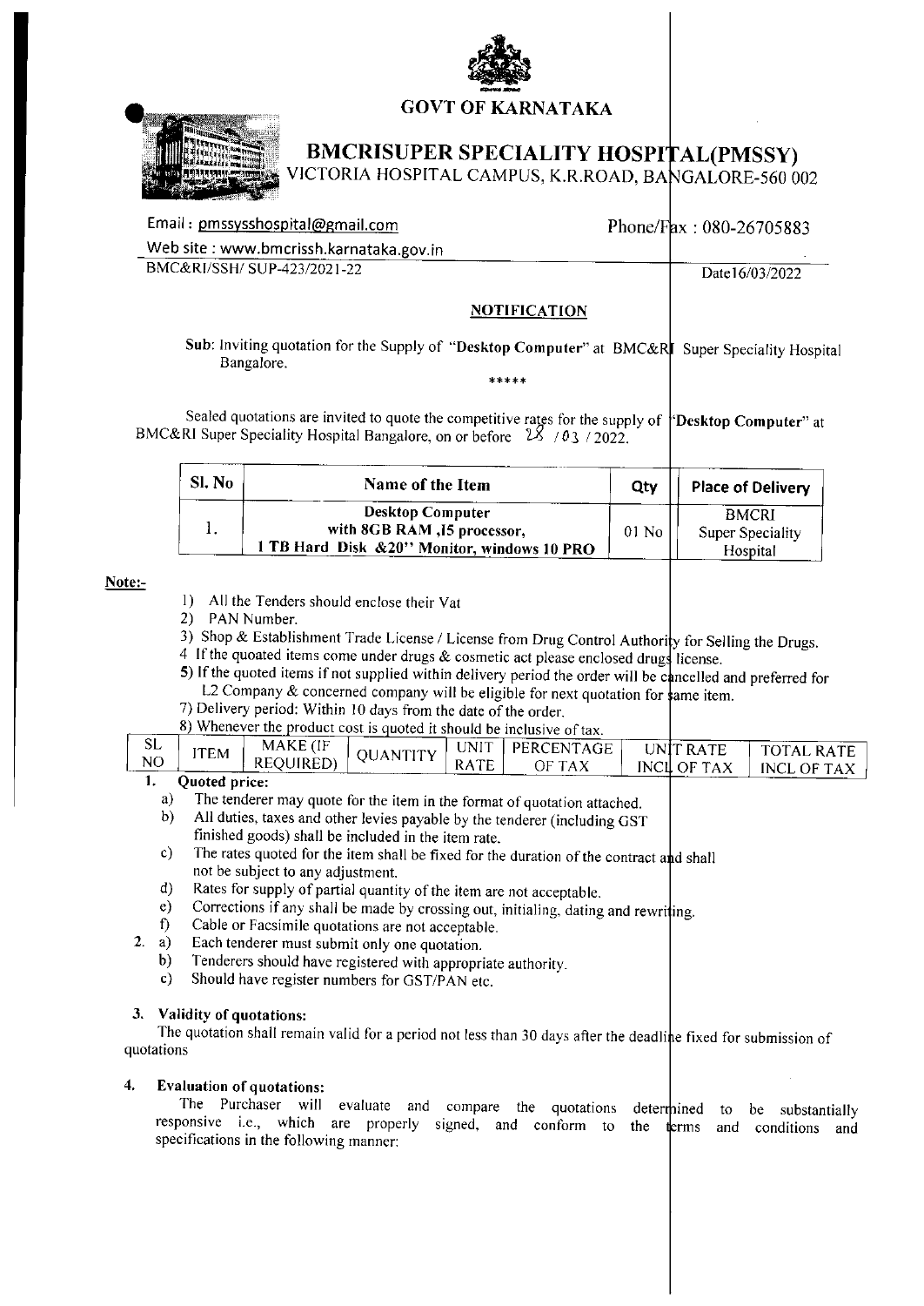# GOVT OF KARNATAKA

## BMCRISUPER SPECIALITY HOSPITAL(PMSSY)

VICTORIA HOSPITAL CAMPUS, K.R.ROAD, BANGALORE-560 002

Email : pmssysshospital@gmail.com  Phone/Fax : 080-26705883

Web site : www.bmcrissh.karnataka.gov.in

BMC&RI/SSH/ SUP-423/2021-22  Date16/03/2022

**NOTIFICATION**

Sub: Inviting quotation for the Supply of "**Desktop Computer**" at BMC&RI Super Speciality Hospital Bangalore.

*****

Sealed quotations are invited to quote the competitive rates for the supply of "**Desktop Computer**" at BMC&RI Super Speciality Hospital Bangalore, on or before 28 /03 / 2022.

| Sl. No | Name of the Item | Qty | Place of Delivery |
|---|---|---|---|
| 1. | **Desktop Computer with 8GB RAM ,I5 processor, 1 TB Hard Disk &20" Monitor, windows 10 PRO** | 01 No | BMCRI Super Speciality Hospital |

**Note:-**

1) All the Tenders should enclose their Vat
2) PAN Number.
3) Shop & Establishment Trade License / License from Drug Control Authority for Selling the Drugs.
4 If the quoted items come under drugs & cosmetic act please enclosed drugs license.
5) If the quoted items if not supplied within delivery period the order will be cancelled and preferred for L2 Company & concerned company will be eligible for next quotation for same item.
7) Delivery period: Within 10 days from the date of the order.
8) Whenever the product cost is quoted it should be inclusive of tax.

| SL NO | ITEM | MAKE (IF REQUIRED) | QUANTITY | UNIT RATE | PERCENTAGE OF TAX | UNIT RATE INCL OF TAX | TOTAL RATE INCL OF TAX |
|---|---|---|---|---|---|---|---|

1. **Quoted price:**
   a) The tenderer may quote for the item in the format of quotation attached.
   b) All duties, taxes and other levies payable by the tenderer (including GST finished goods) shall be included in the item rate.
   c) The rates quoted for the item shall be fixed for the duration of the contract and shall not be subject to any adjustment.
   d) Rates for supply of partial quantity of the item are not acceptable.
   e) Corrections if any shall be made by crossing out, initialing, dating and rewriting.
   f) Cable or Facsimile quotations are not acceptable.
2. a) Each tenderer must submit only one quotation.
   b) Tenderers should have registered with appropriate authority.
   c) Should have register numbers for GST/PAN etc.

3. **Validity of quotations:**
   The quotation shall remain valid for a period not less than 30 days after the deadline fixed for submission of quotations

4. **Evaluation of quotations:**
   The Purchaser will evaluate and compare the quotations determined to be substantially responsive i.e., which are properly signed, and conform to the terms and conditions and specifications in the following manner: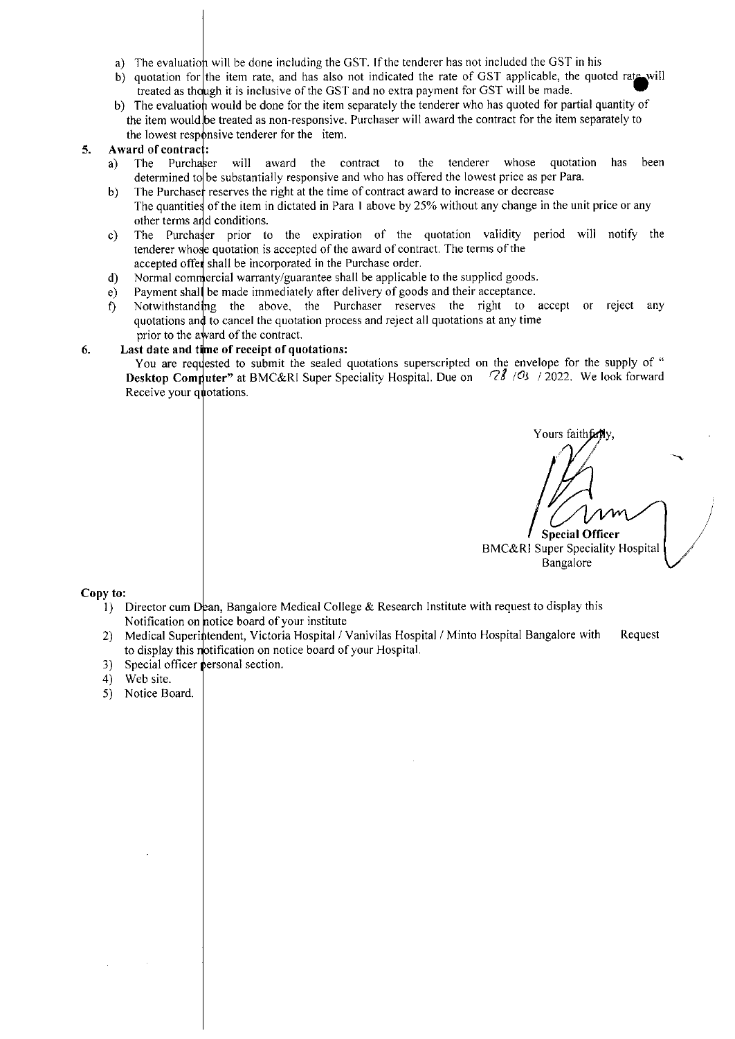a) The evaluation will be done including the GST. If the tenderer has not included the GST in his

b) quotation for the item rate, and has also not indicated the rate of GST applicable, the quoted rate will treated as though it is inclusive of the GST and no extra payment for GST will be made.

b) The evaluation would be done for the item separately the tenderer who has quoted for partial quantity of the item would be treated as non-responsive. Purchaser will award the contract for the item separately to the lowest responsive tenderer for the item.

**5. Award of contract:**

a) The Purchaser will award the contract to the tenderer whose quotation has been determined to be substantially responsive and who has offered the lowest price as per Para.

b) The Purchaser reserves the right at the time of contract award to increase or decrease The quantities of the item in dictated in Para 1 above by 25% without any change in the unit price or any other terms and conditions.

c) The Purchaser prior to the expiration of the quotation validity period will notify the tenderer whose quotation is accepted of the award of contract. The terms of the accepted offer shall be incorporated in the Purchase order.

d) Normal commercial warranty/guarantee shall be applicable to the supplied goods.

e) Payment shall be made immediately after delivery of goods and their acceptance.

f) Notwithstanding the above, the Purchaser reserves the right to accept or reject any quotations and to cancel the quotation process and reject all quotations at any time prior to the award of the contract.

**6. Last date and time of receipt of quotations:**

You are requested to submit the sealed quotations superscripted on the envelope for the supply of "**Desktop Computer"** at BMC&RI Super Speciality Hospital. Due on 28 / 03 / 2022. We look forward Receive your quotations.

Yours faithfully,

**Special Officer**
BMC&RI Super Speciality Hospital
Bangalore

**Copy to:**

1) Director cum Dean, Bangalore Medical College & Research Institute with request to display this Notification on notice board of your institute
2) Medical Superintendent, Victoria Hospital / Vanivilas Hospital / Minto Hospital Bangalore with Request to display this notification on notice board of your Hospital.
3) Special officer personal section.
4) Web site.
5) Notice Board.